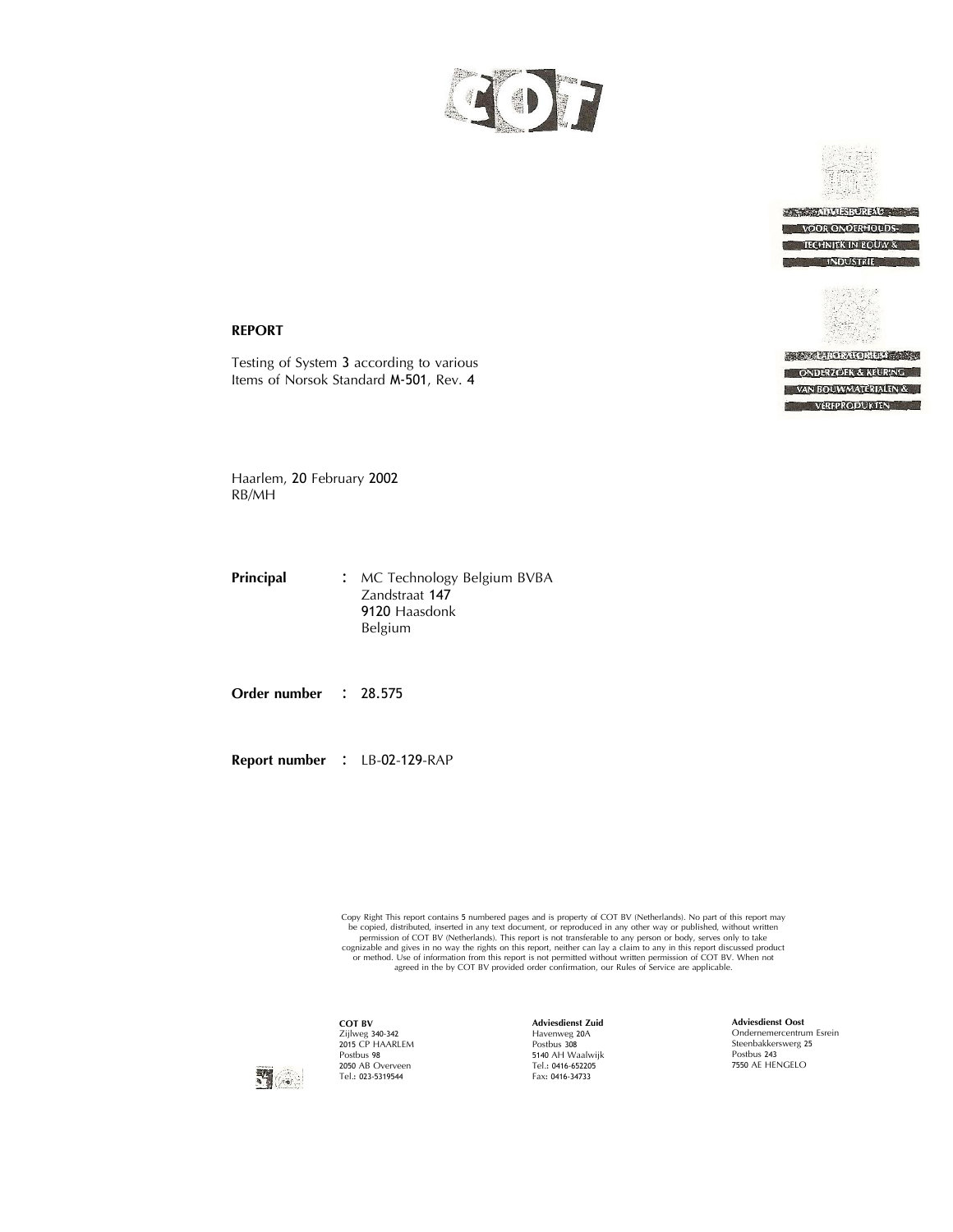COT

ADVIESBUREAU VOOR ONDERHOUDSTECHNIEK IN BOUW & INDUSTRIE

LABORATORIUM ONDERZOEK & KEURING VAN BOUWMATERIALEN & VERFPRODUKTEN

**REPORT**

Testing of System 3 according to various Items of Norsok Standard M-501, Rev. 4

Haarlem, 20 February 2002
RB/MH

**Principal** : MC Technology Belgium BVBA
Zandstraat 147
9120 Haasdonk
Belgium

**Order number** : 28.575

**Report number** : LB-02-129-RAP

Copy Right This report contains 5 numbered pages and is property of COT BV (Netherlands). No part of this report may be copied, distributed, inserted in any text document, or reproduced in any other way or published, without written permission of COT BV (Netherlands). This report is not transferable to any person or body, serves only to take cognizable and gives in no way the rights on this report, neither can lay a claim to any in this report discussed product or method. Use of information from this report is not permitted without written permission of COT BV. When not agreed in the by COT BV provided order confirmation, our Rules of Service are applicable.

**COT BV**
Zijlweg 340-342
2015 CP HAARLEM
Postbus 98
2050 AB Overveen
Tel.: 023-5319544

**Adviesdienst Zuid**
Havenweg 20A
Postbus 308
5140 AH Waalwijk
Tel.: 0416-652205
Fax: 0416-34733

**Adviesdienst Oost**
Ondernemercentrum Esrein
Steenbakkerswerg 25
Postbus 243
7550 AE HENGELO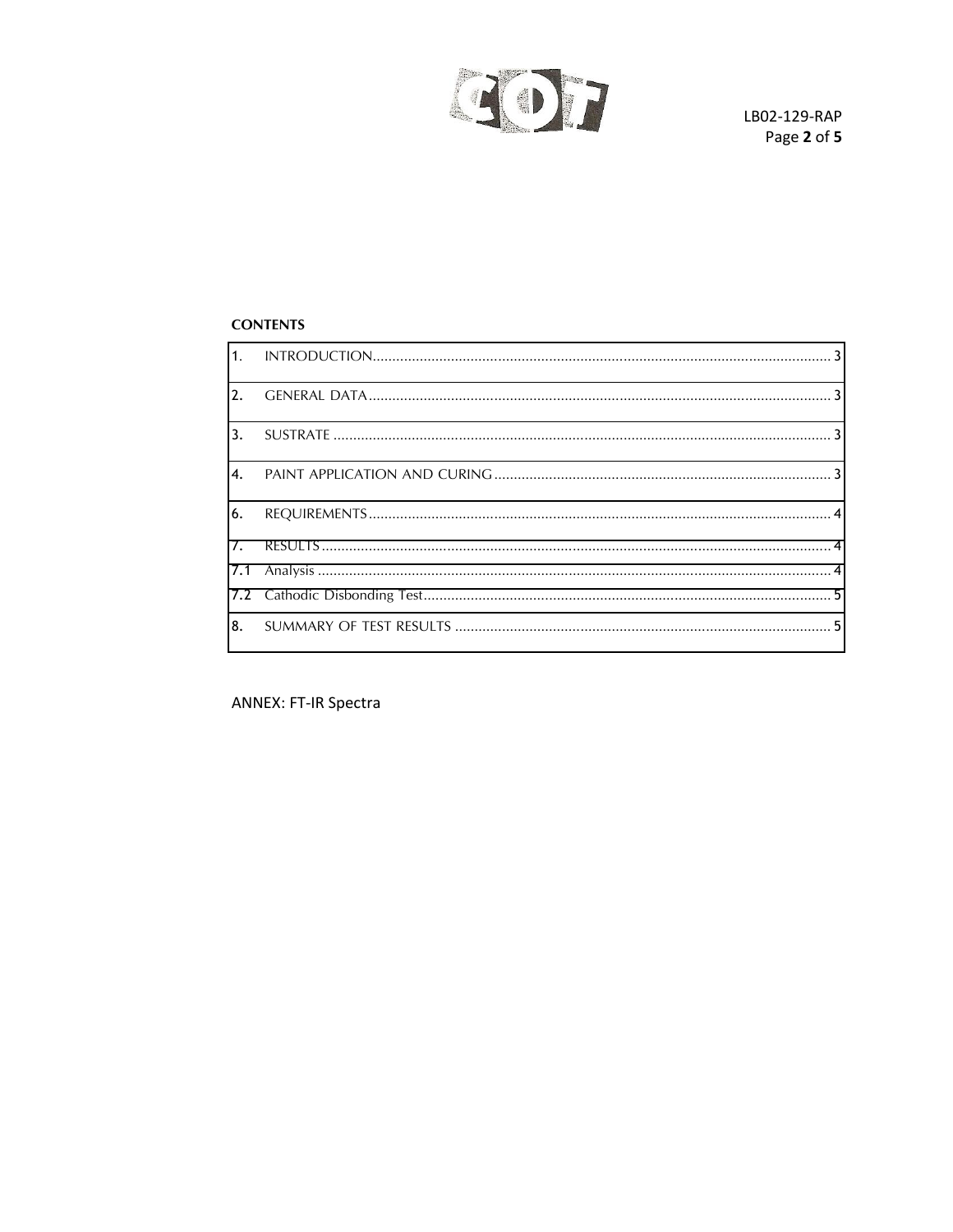**CONTENTS**

| | | |
|---|---|---|
| 1. | INTRODUCTION | 3 |
| 2. | GENERAL DATA | 3 |
| 3. | SUSTRATE | 3 |
| 4. | PAINT APPLICATION AND CURING | 3 |
| 6. | REQUIREMENTS | 4 |
| 7. | RESULTS | 4 |
| 7.1 | Analysis | 4 |
| 7.2 | Cathodic Disbonding Test | 5 |
| 8. | SUMMARY OF TEST RESULTS | 5 |

ANNEX: FT-IR Spectra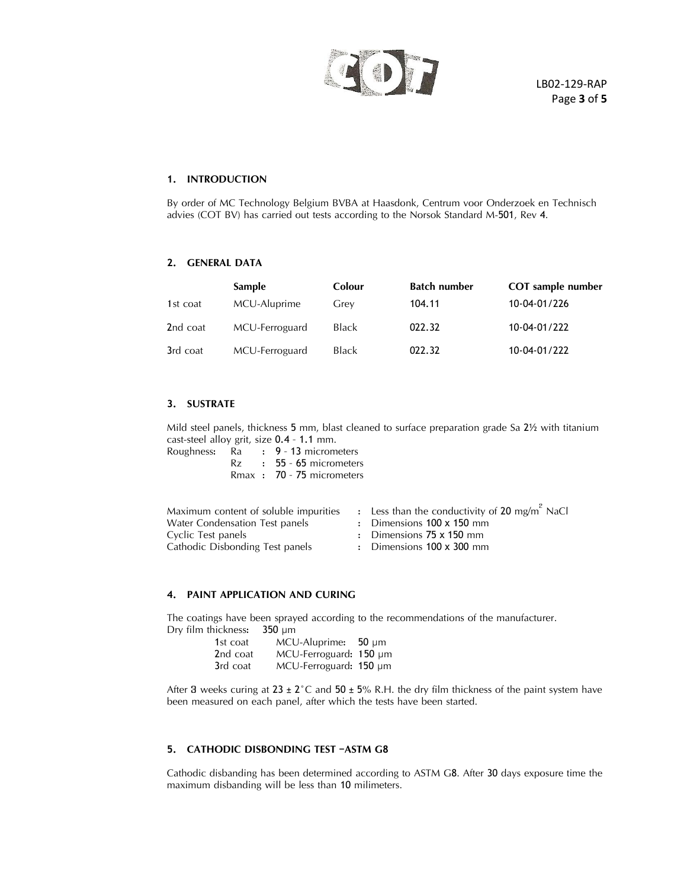## 1. INTRODUCTION

By order of MC Technology Belgium BVBA at Haasdonk, Centrum voor Onderzoek en Technisch advies (COT BV) has carried out tests according to the Norsok Standard M-501, Rev 4.

## 2. GENERAL DATA

| | Sample | Colour | Batch number | COT sample number |
|---|---|---|---|---|
| 1st coat | MCU-Aluprime | Grey | 104.11 | 10-04-01/226 |
| 2nd coat | MCU-Ferroguard | Black | 022.32 | 10-04-01/222 |
| 3rd coat | MCU-Ferroguard | Black | 022.32 | 10-04-01/222 |

## 3. SUSTRATE

Mild steel panels, thickness 5 mm, blast cleaned to surface preparation grade Sa 2½ with titanium cast-steel alloy grit, size 0.4 - 1.1 mm.

Roughness: Ra : 9 - 13 micrometers
Rz : 55 - 65 micrometers
Rmax : 70 - 75 micrometers

| | |
|---|---|
| Maximum content of soluble impurities | : Less than the conductivity of 20 mg/m$^2$ NaCl |
| Water Condensation Test panels | : Dimensions 100 x 150 mm |
| Cyclic Test panels | : Dimensions 75 x 150 mm |
| Cathodic Disbonding Test panels | : Dimensions 100 x 300 mm |

## 4. PAINT APPLICATION AND CURING

The coatings have been sprayed according to the recommendations of the manufacturer.

Dry film thickness: 350 µm

- 1st coat MCU-Aluprime: 50 µm
- 2nd coat MCU-Ferroguard: 150 µm
- 3rd coat MCU-Ferroguard: 150 µm

After 3 weeks curing at 23 ± 2°C and 50 ± 5% R.H. the dry film thickness of the paint system have been measured on each panel, after which the tests have been started.

## 5. CATHODIC DISBONDING TEST –ASTM G8

Cathodic disbanding has been determined according to ASTM G8. After 30 days exposure time the maximum disbanding will be less than 10 milimeters.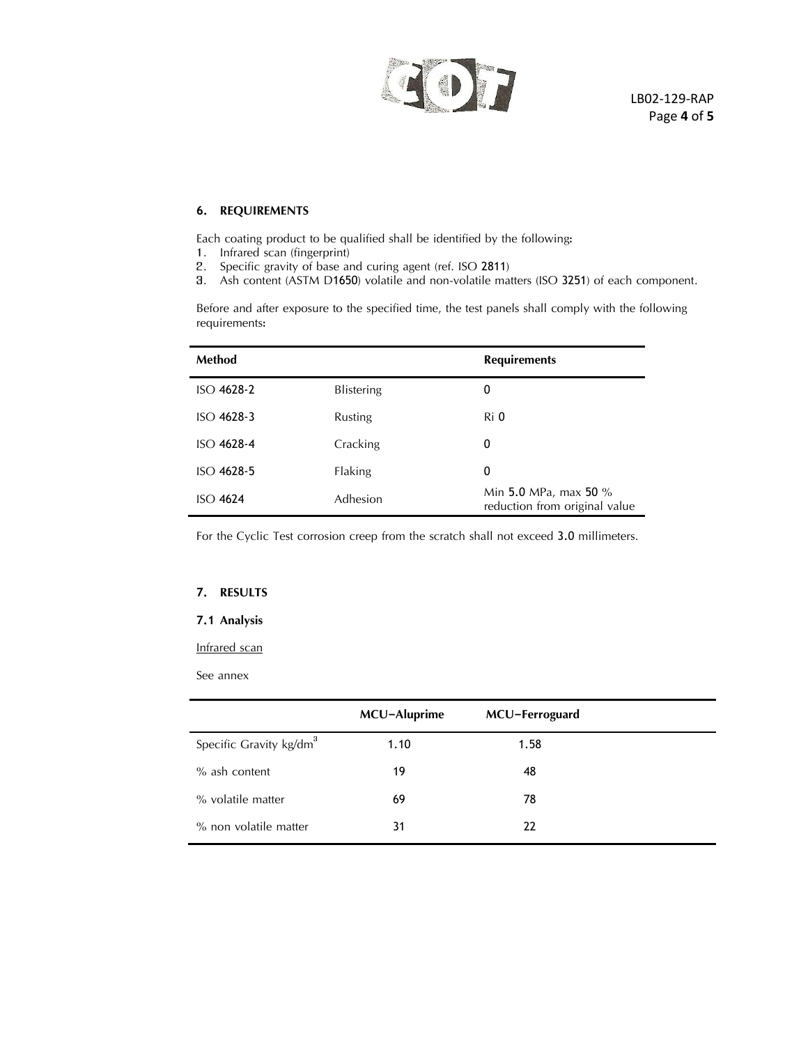## 6. REQUIREMENTS

Each coating product to be qualified shall be identified by the following:

1. Infrared scan (fingerprint)
2. Specific gravity of base and curing agent (ref. ISO 2811)
3. Ash content (ASTM D1650) volatile and non-volatile matters (ISO 3251) of each component.

Before and after exposure to the specified time, the test panels shall comply with the following requirements:

| Method | | Requirements |
|---|---|---|
| ISO 4628-2 | Blistering | 0 |
| ISO 4628-3 | Rusting | Ri 0 |
| ISO 4628-4 | Cracking | 0 |
| ISO 4628-5 | Flaking | 0 |
| ISO 4624 | Adhesion | Min 5.0 MPa, max 50 % reduction from original value |

For the Cyclic Test corrosion creep from the scratch shall not exceed 3.0 millimeters.

## 7. RESULTS

### 7.1 Analysis

Infrared scan

See annex

| | MCU–Aluprime | MCU–Ferroguard |
|---|---|---|
| Specific Gravity kg/dm$^3$ | 1.10 | 1.58 |
| % ash content | 19 | 48 |
| % volatile matter | 69 | 78 |
| % non volatile matter | 31 | 22 |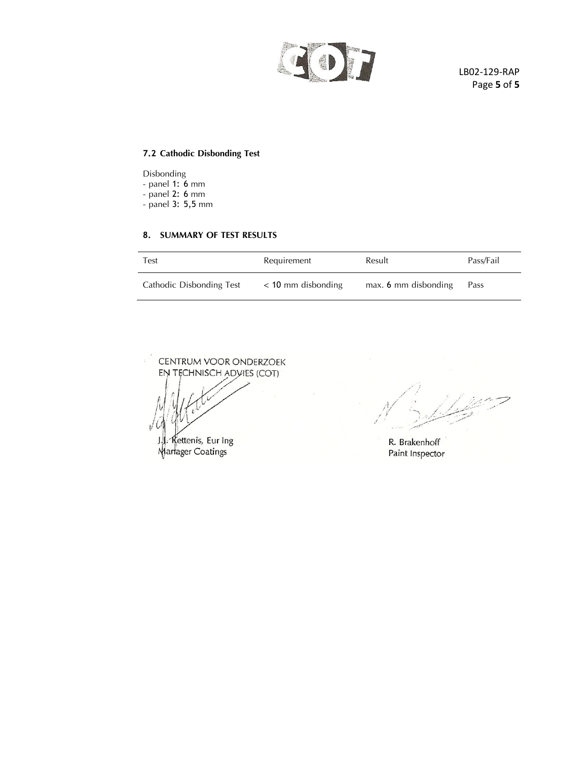### 7.2 Cathodic Disbonding Test

Disbonding
- panel 1: 6 mm
- panel 2: 6 mm
- panel 3: 5,5 mm

## 8. SUMMARY OF TEST RESULTS

| Test | Requirement | Result | Pass/Fail |
|---|---|---|---|
| Cathodic Disbonding Test | < 10 mm disbonding | max. 6 mm disbonding | Pass |

CENTRUM VOOR ONDERZOEK EN TECHNISCH ADVIES (COT)

J.J. Kettenis, Eur Ing
Manager Coatings

R. Brakenhoff
Paint Inspector